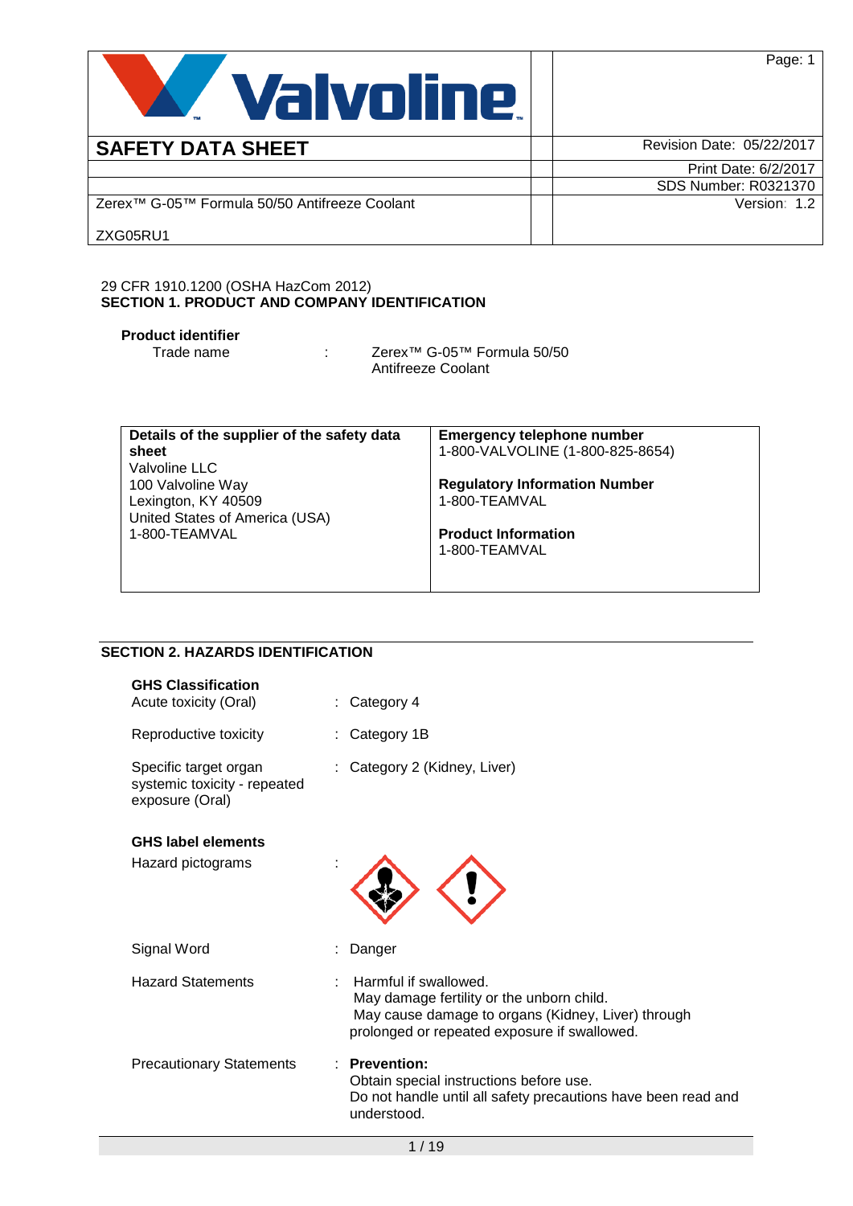Valvoline

| SAFETY DATA SHEET | Revision Date: 05/22/2017 |
|---|---|
| | Print Date: 6/2/2017 |
| | SDS Number: R0321370 |
| Zerex™ G-05™ Formula 50/50 Antifreeze Coolant | Version: 1.2 |
| ZXG05RU1 | |

29 CFR 1910.1200 (OSHA HazCom 2012)

## SECTION 1. PRODUCT AND COMPANY IDENTIFICATION

**Product identifier**

Trade name : Zerex™ G-05™ Formula 50/50 Antifreeze Coolant

| **Details of the supplier of the safety data sheet** | **Emergency telephone number** |
|---|---|
| Valvoline LLC<br>100 Valvoline Way<br>Lexington, KY 40509<br>United States of America (USA)<br>1-800-TEAMVAL | 1-800-VALVOLINE (1-800-825-8654)<br><br>**Regulatory Information Number**<br>1-800-TEAMVAL<br><br>**Product Information**<br>1-800-TEAMVAL |

## SECTION 2. HAZARDS IDENTIFICATION

**GHS Classification**

Acute toxicity (Oral) : Category 4

Reproductive toxicity : Category 1B

Specific target organ systemic toxicity - repeated exposure (Oral) : Category 2 (Kidney, Liver)

**GHS label elements**

Hazard pictograms :

Signal Word : Danger

Hazard Statements : Harmful if swallowed.
May damage fertility or the unborn child.
May cause damage to organs (Kidney, Liver) through prolonged or repeated exposure if swallowed.

Precautionary Statements : **Prevention:**
Obtain special instructions before use.
Do not handle until all safety precautions have been read and understood.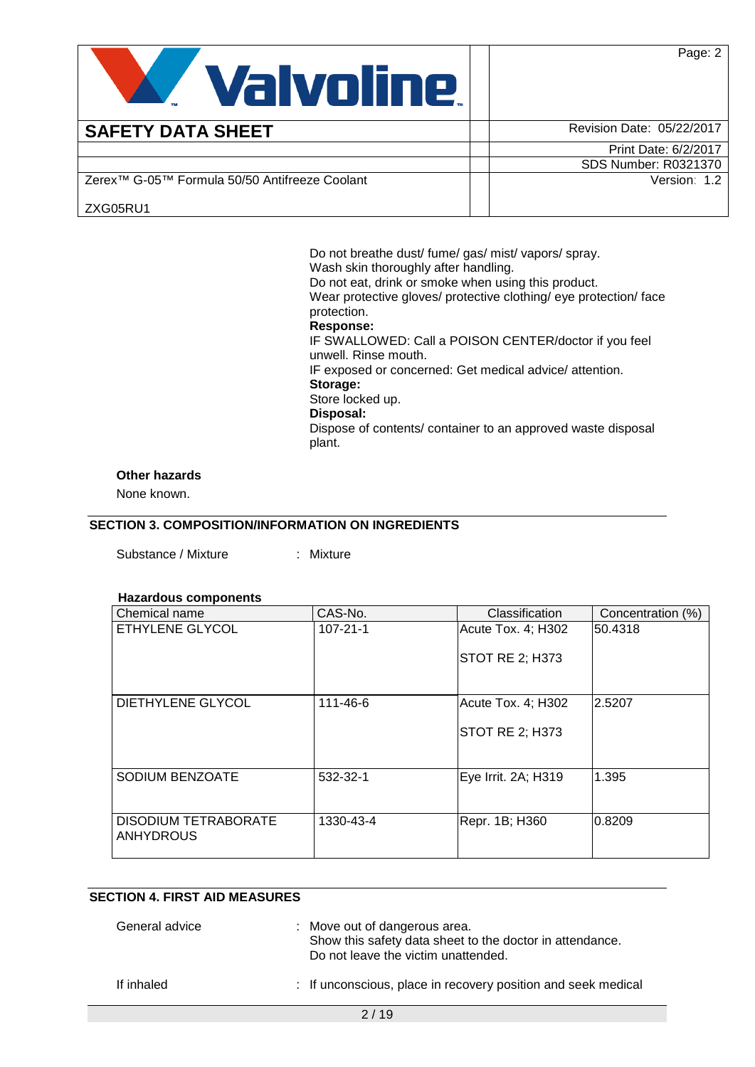Do not breathe dust/ fume/ gas/ mist/ vapors/ spray.
Wash skin thoroughly after handling.
Do not eat, drink or smoke when using this product.
Wear protective gloves/ protective clothing/ eye protection/ face protection.

**Response:**

IF SWALLOWED: Call a POISON CENTER/doctor if you feel unwell. Rinse mouth.
IF exposed or concerned: Get medical advice/ attention.

**Storage:**

Store locked up.

**Disposal:**

Dispose of contents/ container to an approved waste disposal plant.

**Other hazards**

None known.

## SECTION 3. COMPOSITION/INFORMATION ON INGREDIENTS

Substance / Mixture : Mixture

**Hazardous components**

| Chemical name | CAS-No. | Classification | Concentration (%) |
|---|---|---|---|
| ETHYLENE GLYCOL | 107-21-1 | Acute Tox. 4; H302<br>STOT RE 2; H373 | 50.4318 |
| DIETHYLENE GLYCOL | 111-46-6 | Acute Tox. 4; H302<br>STOT RE 2; H373 | 2.5207 |
| SODIUM BENZOATE | 532-32-1 | Eye Irrit. 2A; H319 | 1.395 |
| DISODIUM TETRABORATE ANHYDROUS | 1330-43-4 | Repr. 1B; H360 | 0.8209 |

## SECTION 4. FIRST AID MEASURES

General advice : Move out of dangerous area.
Show this safety data sheet to the doctor in attendance.
Do not leave the victim unattended.

If inhaled : If unconscious, place in recovery position and seek medical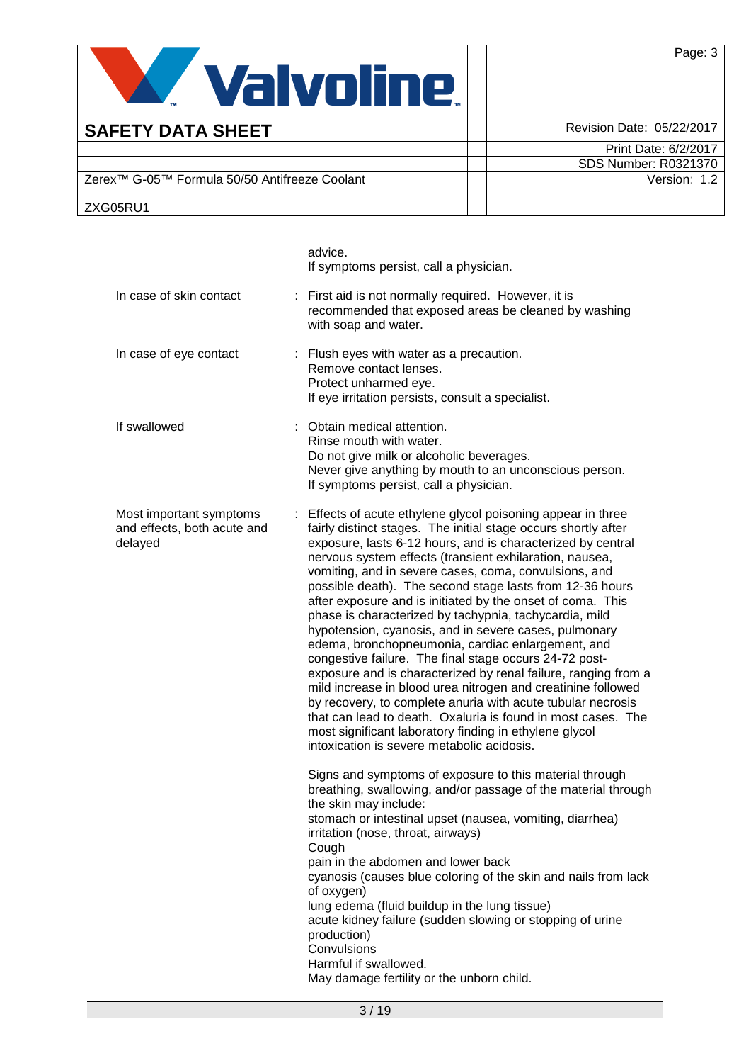advice.
If symptoms persist, call a physician.

| | |
|---|---|
| In case of skin contact | : First aid is not normally required. However, it is recommended that exposed areas be cleaned by washing with soap and water. |
| In case of eye contact | : Flush eyes with water as a precaution.<br>Remove contact lenses.<br>Protect unharmed eye.<br>If eye irritation persists, consult a specialist. |
| If swallowed | : Obtain medical attention.<br>Rinse mouth with water.<br>Do not give milk or alcoholic beverages.<br>Never give anything by mouth to an unconscious person.<br>If symptoms persist, call a physician. |
| Most important symptoms and effects, both acute and delayed | : Effects of acute ethylene glycol poisoning appear in three fairly distinct stages. The initial stage occurs shortly after exposure, lasts 6-12 hours, and is characterized by central nervous system effects (transient exhilaration, nausea, vomiting, and in severe cases, coma, convulsions, and possible death). The second stage lasts from 12-36 hours after exposure and is initiated by the onset of coma. This phase is characterized by tachypnia, tachycardia, mild hypotension, cyanosis, and in severe cases, pulmonary edema, bronchopneumonia, cardiac enlargement, and congestive failure. The final stage occurs 24-72 post-exposure and is characterized by renal failure, ranging from a mild increase in blood urea nitrogen and creatinine followed by recovery, to complete anuria with acute tubular necrosis that can lead to death. Oxaluria is found in most cases. The most significant laboratory finding in ethylene glycol intoxication is severe metabolic acidosis.<br><br>Signs and symptoms of exposure to this material through breathing, swallowing, and/or passage of the material through the skin may include:<br>stomach or intestinal upset (nausea, vomiting, diarrhea)<br>irritation (nose, throat, airways)<br>Cough<br>pain in the abdomen and lower back<br>cyanosis (causes blue coloring of the skin and nails from lack of oxygen)<br>lung edema (fluid buildup in the lung tissue)<br>acute kidney failure (sudden slowing or stopping of urine production)<br>Convulsions<br>Harmful if swallowed.<br>May damage fertility or the unborn child. |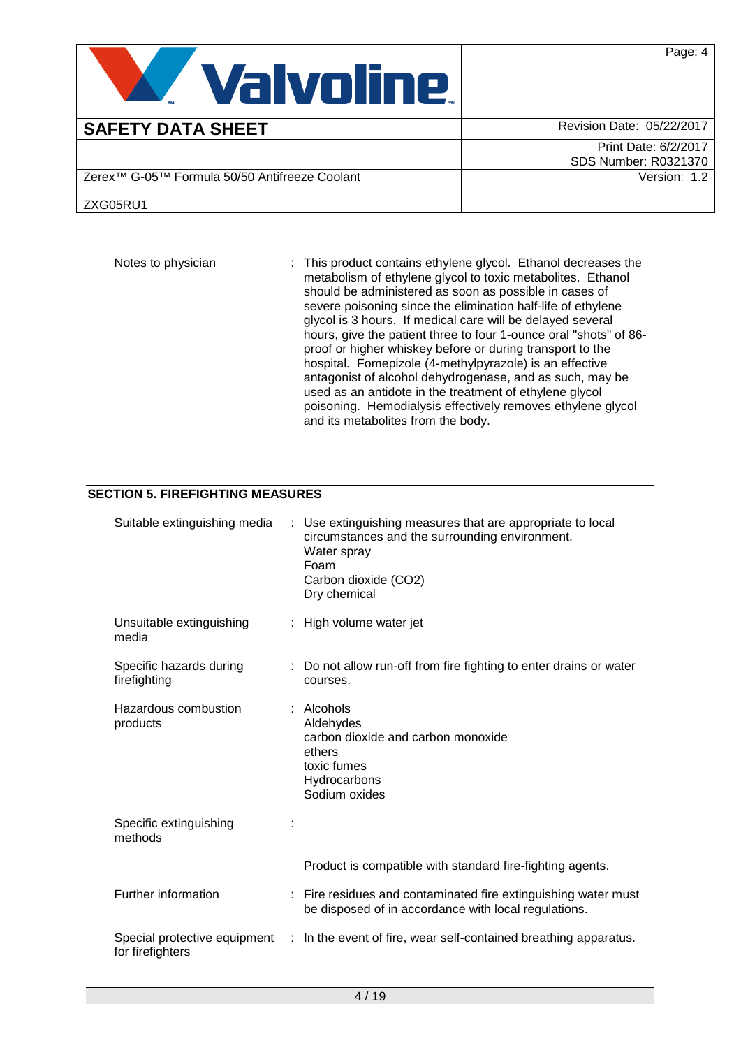| | |
|---|---|
| Notes to physician | : This product contains ethylene glycol. Ethanol decreases the metabolism of ethylene glycol to toxic metabolites. Ethanol should be administered as soon as possible in cases of severe poisoning since the elimination half-life of ethylene glycol is 3 hours. If medical care will be delayed several hours, give the patient three to four 1-ounce oral "shots" of 86-proof or higher whiskey before or during transport to the hospital. Fomepizole (4-methylpyrazole) is an effective antagonist of alcohol dehydrogenase, and as such, may be used as an antidote in the treatment of ethylene glycol poisoning. Hemodialysis effectively removes ethylene glycol and its metabolites from the body. |

## SECTION 5. FIREFIGHTING MEASURES

| | |
|---|---|
| Suitable extinguishing media | : Use extinguishing measures that are appropriate to local circumstances and the surrounding environment.<br>Water spray<br>Foam<br>Carbon dioxide ($CO_2$)<br>Dry chemical |
| Unsuitable extinguishing media | : High volume water jet |
| Specific hazards during firefighting | : Do not allow run-off from fire fighting to enter drains or water courses. |
| Hazardous combustion products | : Alcohols<br>Aldehydes<br>carbon dioxide and carbon monoxide<br>ethers<br>toxic fumes<br>Hydrocarbons<br>Sodium oxides |
| Specific extinguishing methods | : |
| | Product is compatible with standard fire-fighting agents. |
| Further information | : Fire residues and contaminated fire extinguishing water must be disposed of in accordance with local regulations. |
| Special protective equipment for firefighters | : In the event of fire, wear self-contained breathing apparatus. |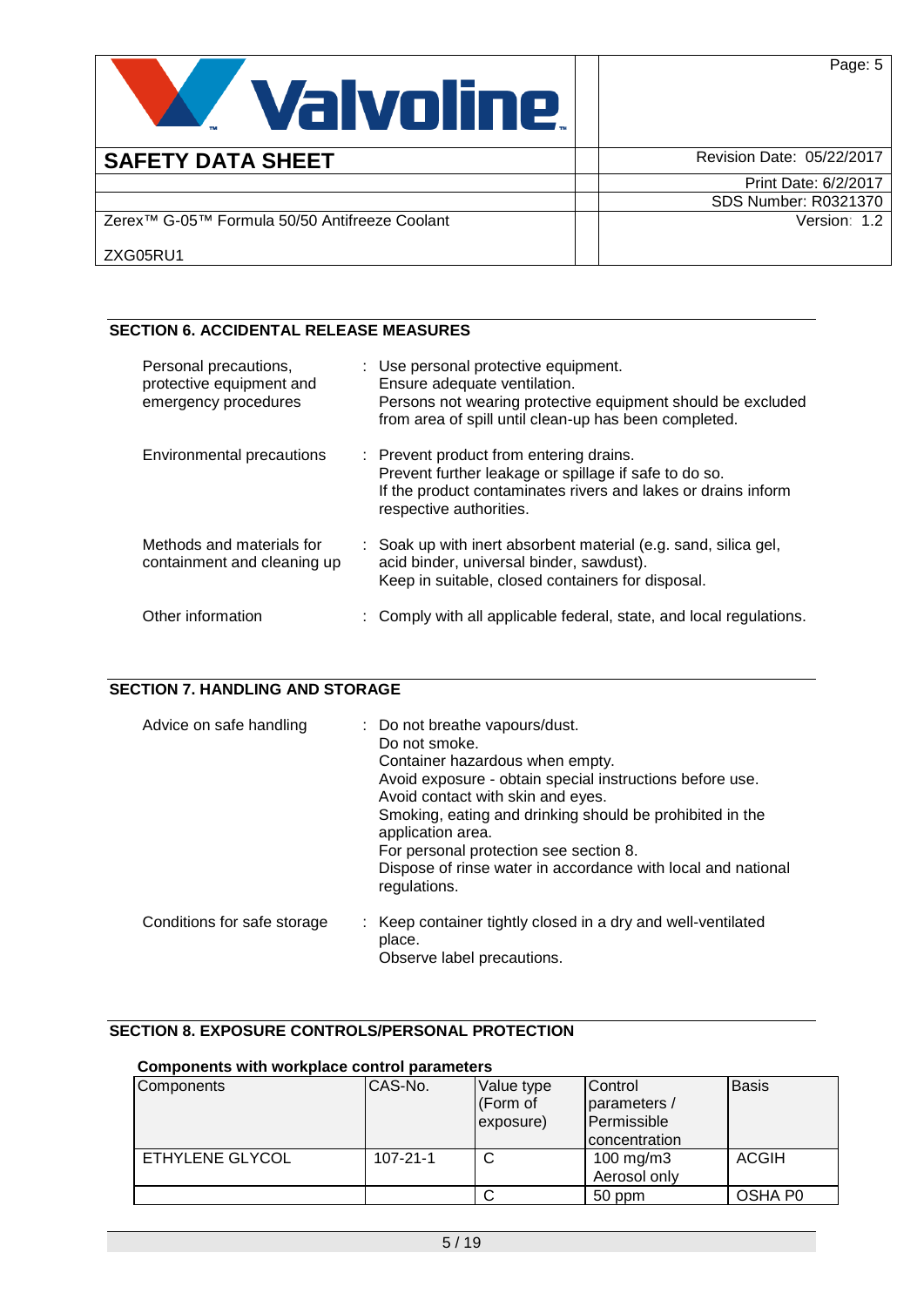## SECTION 6. ACCIDENTAL RELEASE MEASURES

| | |
|---|---|
| Personal precautions, protective equipment and emergency procedures | : Use personal protective equipment.<br>Ensure adequate ventilation.<br>Persons not wearing protective equipment should be excluded from area of spill until clean-up has been completed. |
| Environmental precautions | : Prevent product from entering drains.<br>Prevent further leakage or spillage if safe to do so.<br>If the product contaminates rivers and lakes or drains inform respective authorities. |
| Methods and materials for containment and cleaning up | : Soak up with inert absorbent material (e.g. sand, silica gel, acid binder, universal binder, sawdust).<br>Keep in suitable, closed containers for disposal. |
| Other information | : Comply with all applicable federal, state, and local regulations. |

## SECTION 7. HANDLING AND STORAGE

| | |
|---|---|
| Advice on safe handling | : Do not breathe vapours/dust.<br>Do not smoke.<br>Container hazardous when empty.<br>Avoid exposure - obtain special instructions before use.<br>Avoid contact with skin and eyes.<br>Smoking, eating and drinking should be prohibited in the application area.<br>For personal protection see section 8.<br>Dispose of rinse water in accordance with local and national regulations. |
| Conditions for safe storage | : Keep container tightly closed in a dry and well-ventilated place.<br>Observe label precautions. |

## SECTION 8. EXPOSURE CONTROLS/PERSONAL PROTECTION

**Components with workplace control parameters**

| Components | CAS-No. | Value type (Form of exposure) | Control parameters / Permissible concentration | Basis |
|---|---|---|---|---|
| ETHYLENE GLYCOL | 107-21-1 | C | 100 mg/m3 Aerosol only | ACGIH |
| | | C | 50 ppm | OSHA P0 |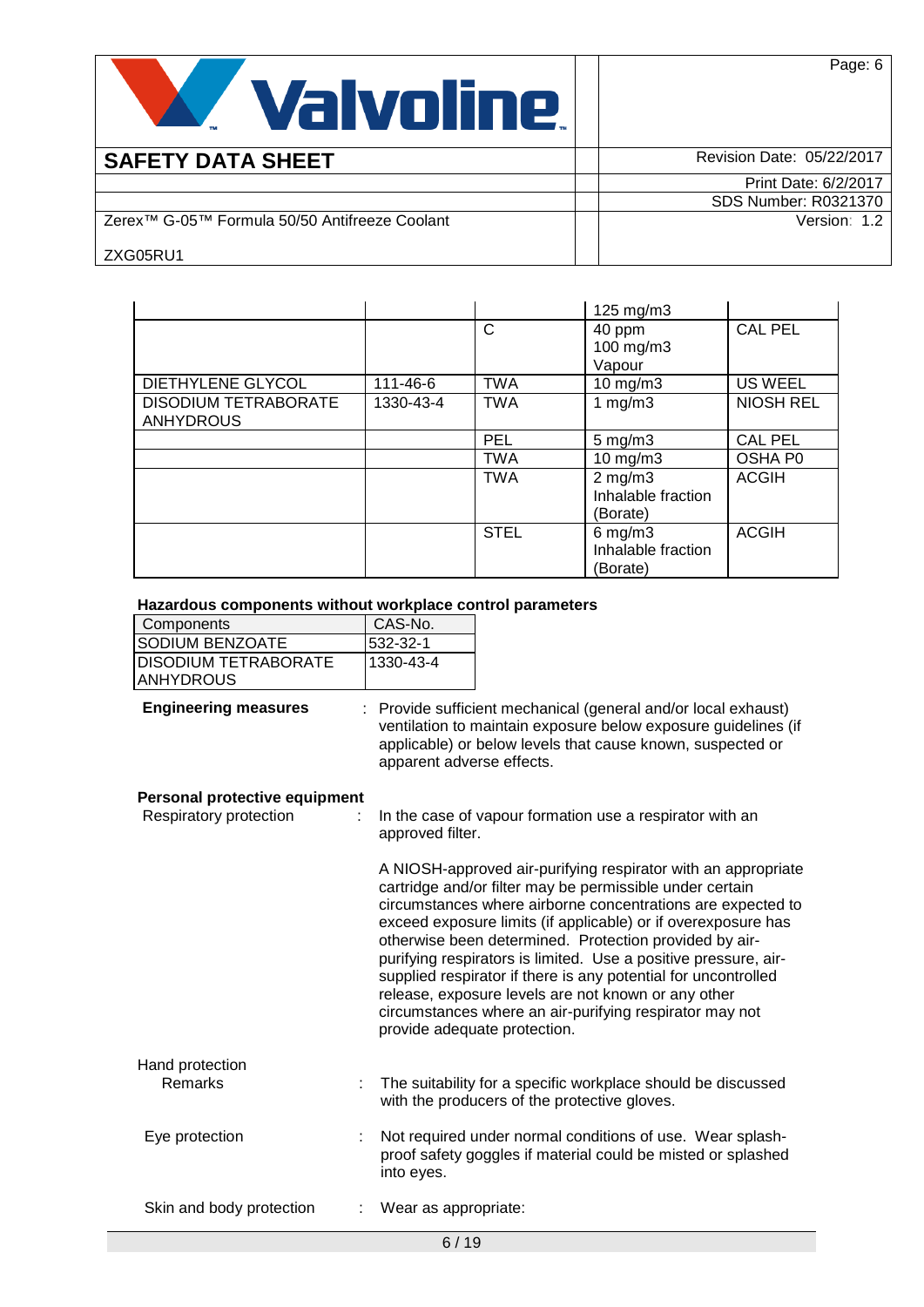| | | | | |
|---|---|---|---|---|
| | | | 125 mg/m3 | |
| | | C | 40 ppm<br>100 mg/m3<br>Vapour | CAL PEL |
| DIETHYLENE GLYCOL | 111-46-6 | TWA | 10 mg/m3 | US WEEL |
| DISODIUM TETRABORATE ANHYDROUS | 1330-43-4 | TWA | 1 mg/m3 | NIOSH REL |
| | | PEL | 5 mg/m3 | CAL PEL |
| | | TWA | 10 mg/m3 | OSHA P0 |
| | | TWA | 2 mg/m3<br>Inhalable fraction<br>(Borate) | ACGIH |
| | | STEL | 6 mg/m3<br>Inhalable fraction<br>(Borate) | ACGIH |

**Hazardous components without workplace control parameters**

| Components | CAS-No. |
|---|---|
| SODIUM BENZOATE | 532-32-1 |
| DISODIUM TETRABORATE ANHYDROUS | 1330-43-4 |

**Engineering measures** : Provide sufficient mechanical (general and/or local exhaust) ventilation to maintain exposure below exposure guidelines (if applicable) or below levels that cause known, suspected or apparent adverse effects.

**Personal protective equipment**

Respiratory protection : In the case of vapour formation use a respirator with an approved filter.

A NIOSH-approved air-purifying respirator with an appropriate cartridge and/or filter may be permissible under certain circumstances where airborne concentrations are expected to exceed exposure limits (if applicable) or if overexposure has otherwise been determined. Protection provided by air-purifying respirators is limited. Use a positive pressure, air-supplied respirator if there is any potential for uncontrolled release, exposure levels are not known or any other circumstances where an air-purifying respirator may not provide adequate protection.

Hand protection

Remarks : The suitability for a specific workplace should be discussed with the producers of the protective gloves.

Eye protection : Not required under normal conditions of use. Wear splash-proof safety goggles if material could be misted or splashed into eyes.

Skin and body protection : Wear as appropriate: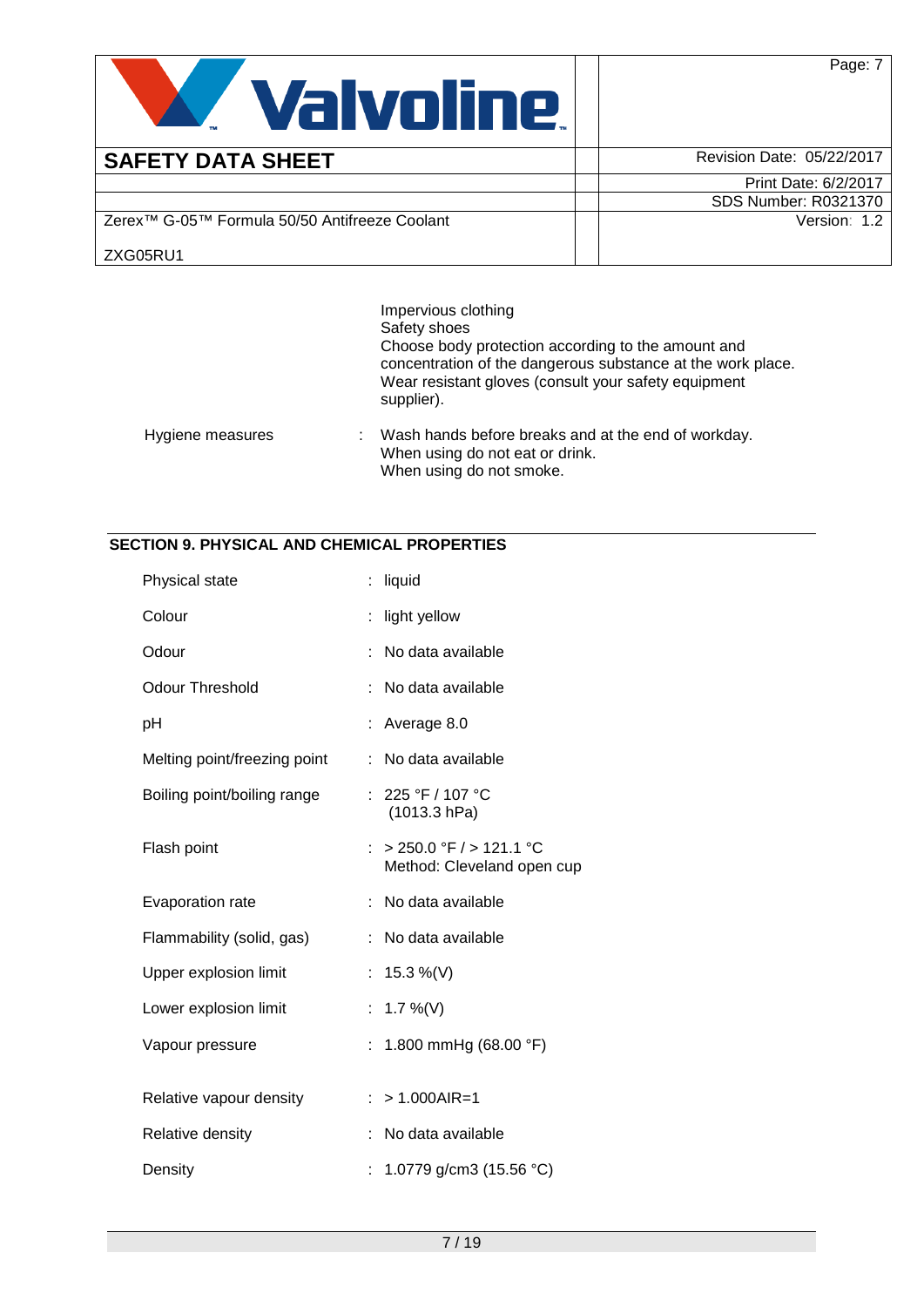Impervious clothing
Safety shoes
Choose body protection according to the amount and concentration of the dangerous substance at the work place.
Wear resistant gloves (consult your safety equipment supplier).

| | | |
|---|---|---|
| Hygiene measures | : | Wash hands before breaks and at the end of workday. When using do not eat or drink. When using do not smoke. |

## SECTION 9. PHYSICAL AND CHEMICAL PROPERTIES

| | | |
|---|---|---|
| Physical state | : | liquid |
| Colour | : | light yellow |
| Odour | : | No data available |
| Odour Threshold | : | No data available |
| pH | : | Average 8.0 |
| Melting point/freezing point | : | No data available |
| Boiling point/boiling range | : | 225 °F / 107 °C (1013.3 hPa) |
| Flash point | : | > 250.0 °F / > 121.1 °C Method: Cleveland open cup |
| Evaporation rate | : | No data available |
| Flammability (solid, gas) | : | No data available |
| Upper explosion limit | : | 15.3 %(V) |
| Lower explosion limit | : | 1.7 %(V) |
| Vapour pressure | : | 1.800 mmHg (68.00 °F) |
| Relative vapour density | : | > 1.000AIR=1 |
| Relative density | : | No data available |
| Density | : | 1.0779 g/cm3 (15.56 °C) |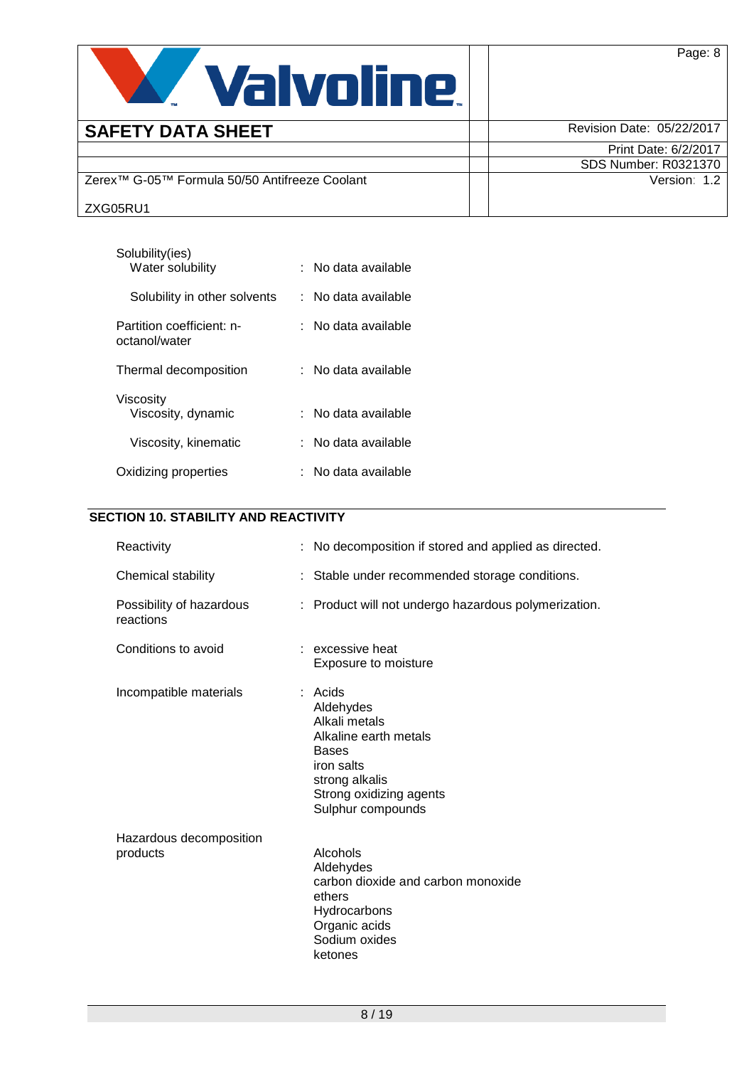| | | |
|---|---|---|
| Solubility(ies) | | |
| Water solubility | : | No data available |
| Solubility in other solvents | : | No data available |
| Partition coefficient: n-octanol/water | : | No data available |
| Thermal decomposition | : | No data available |
| Viscosity | | |
| Viscosity, dynamic | : | No data available |
| Viscosity, kinematic | : | No data available |
| Oxidizing properties | : | No data available |

## SECTION 10. STABILITY AND REACTIVITY

| | | |
|---|---|---|
| Reactivity | : | No decomposition if stored and applied as directed. |
| Chemical stability | : | Stable under recommended storage conditions. |
| Possibility of hazardous reactions | : | Product will not undergo hazardous polymerization. |
| Conditions to avoid | : | excessive heat<br>Exposure to moisture |
| Incompatible materials | : | Acids<br>Aldehydes<br>Alkali metals<br>Alkaline earth metals<br>Bases<br>iron salts<br>strong alkalis<br>Strong oxidizing agents<br>Sulphur compounds |
| Hazardous decomposition products | | Alcohols<br>Aldehydes<br>carbon dioxide and carbon monoxide<br>ethers<br>Hydrocarbons<br>Organic acids<br>Sodium oxides<br>ketones |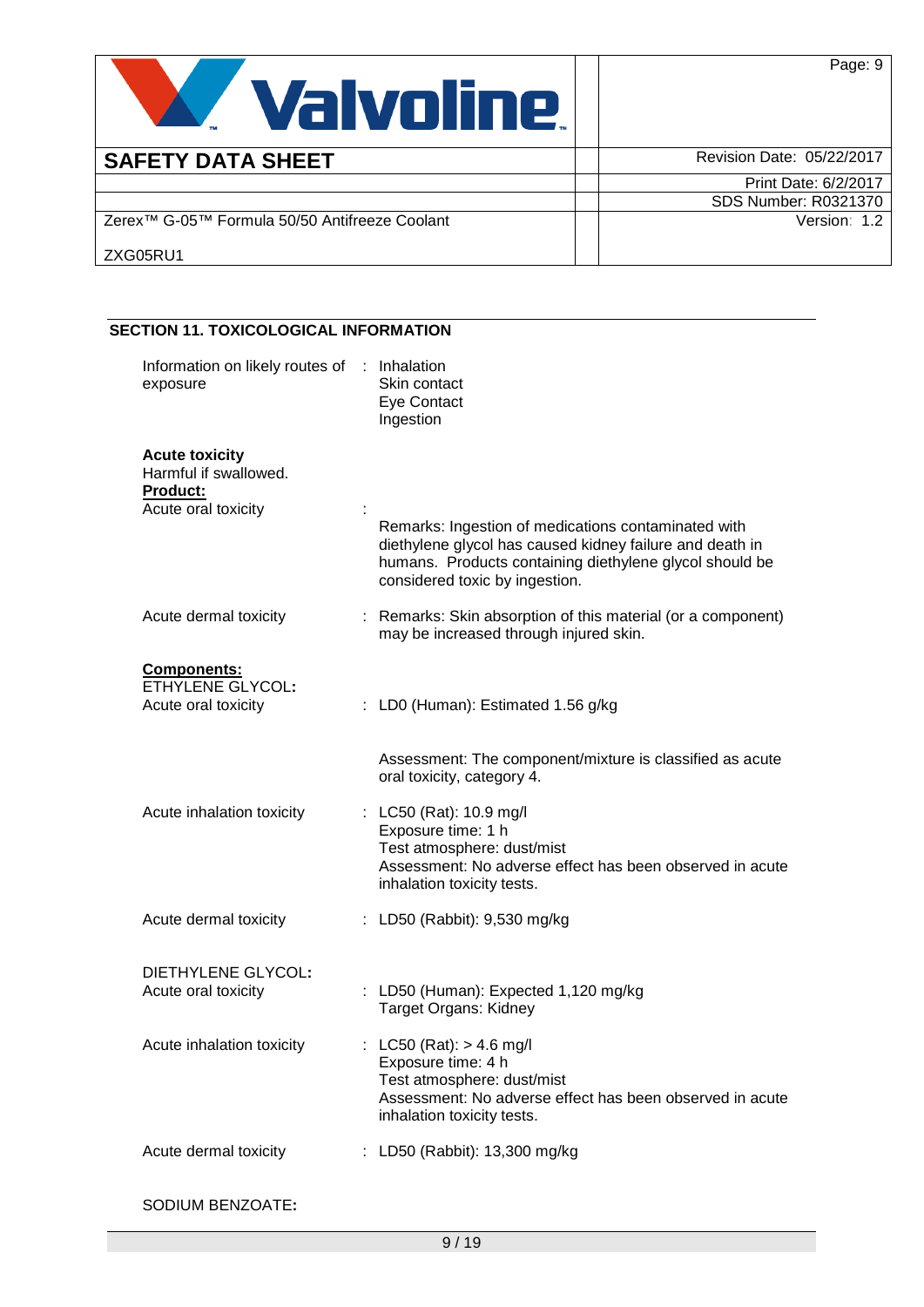## SECTION 11. TOXICOLOGICAL INFORMATION

Information on likely routes of exposure : Inhalation
Skin contact
Eye Contact
Ingestion

**Acute toxicity**
Harmful if swallowed.

**Product:**

Acute oral toxicity :
Remarks: Ingestion of medications contaminated with diethylene glycol has caused kidney failure and death in humans. Products containing diethylene glycol should be considered toxic by ingestion.

Acute dermal toxicity : Remarks: Skin absorption of this material (or a component) may be increased through injured skin.

**Components:**

ETHYLENE GLYCOL:

Acute oral toxicity : LD0 (Human): Estimated 1.56 g/kg

Assessment: The component/mixture is classified as acute oral toxicity, category 4.

Acute inhalation toxicity : LC50 (Rat): 10.9 mg/l
Exposure time: 1 h
Test atmosphere: dust/mist
Assessment: No adverse effect has been observed in acute inhalation toxicity tests.

Acute dermal toxicity : LD50 (Rabbit): 9,530 mg/kg

DIETHYLENE GLYCOL:

Acute oral toxicity : LD50 (Human): Expected 1,120 mg/kg
Target Organs: Kidney

Acute inhalation toxicity : LC50 (Rat): > 4.6 mg/l
Exposure time: 4 h
Test atmosphere: dust/mist
Assessment: No adverse effect has been observed in acute inhalation toxicity tests.

Acute dermal toxicity : LD50 (Rabbit): 13,300 mg/kg

SODIUM BENZOATE: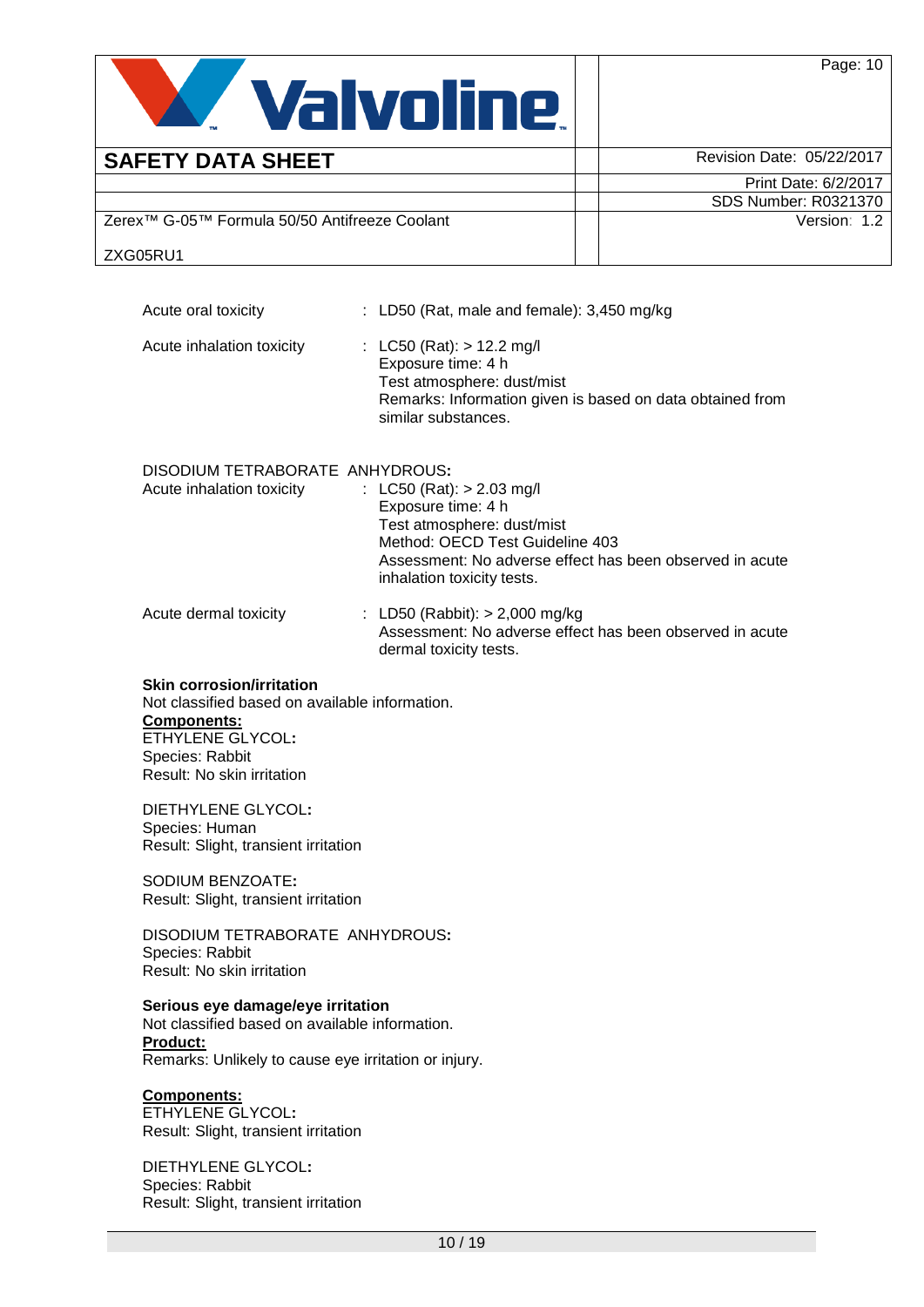Acute oral toxicity : LD50 (Rat, male and female): 3,450 mg/kg

Acute inhalation toxicity : LC50 (Rat): > 12.2 mg/l
Exposure time: 4 h
Test atmosphere: dust/mist
Remarks: Information given is based on data obtained from similar substances.

DISODIUM TETRABORATE ANHYDROUS**:**

Acute inhalation toxicity : LC50 (Rat): > 2.03 mg/l
Exposure time: 4 h
Test atmosphere: dust/mist
Method: OECD Test Guideline 403
Assessment: No adverse effect has been observed in acute inhalation toxicity tests.

Acute dermal toxicity : LD50 (Rabbit): > 2,000 mg/kg
Assessment: No adverse effect has been observed in acute dermal toxicity tests.

**Skin corrosion/irritation**

Not classified based on available information.

**Components:**

ETHYLENE GLYCOL**:**
Species: Rabbit
Result: No skin irritation

DIETHYLENE GLYCOL**:**
Species: Human
Result: Slight, transient irritation

SODIUM BENZOATE**:**
Result: Slight, transient irritation

DISODIUM TETRABORATE ANHYDROUS**:**
Species: Rabbit
Result: No skin irritation

**Serious eye damage/eye irritation**

Not classified based on available information.

**Product:**

Remarks: Unlikely to cause eye irritation or injury.

**Components:**

ETHYLENE GLYCOL**:**
Result: Slight, transient irritation

DIETHYLENE GLYCOL**:**
Species: Rabbit
Result: Slight, transient irritation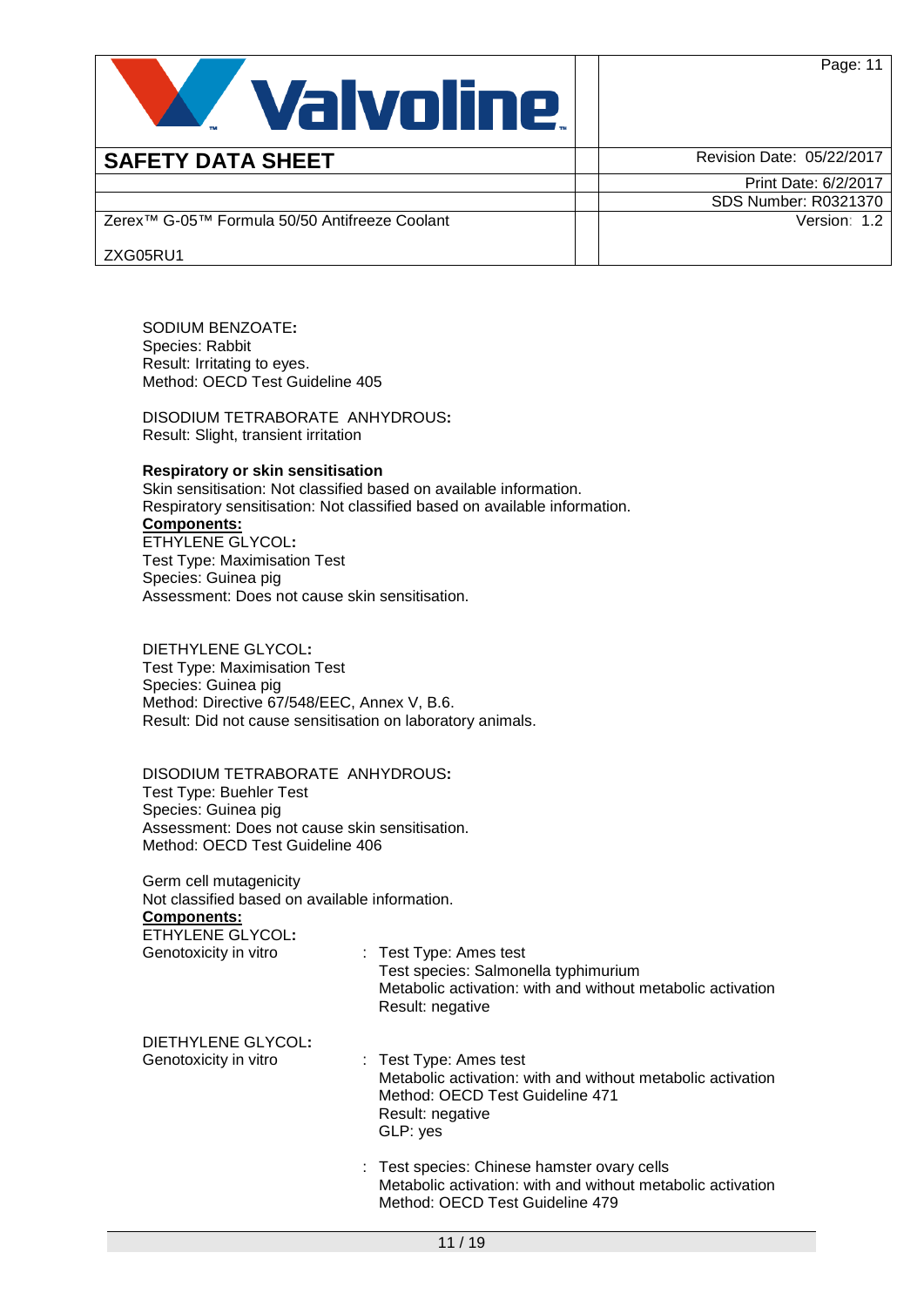SODIUM BENZOATE**:**
Species: Rabbit
Result: Irritating to eyes.
Method: OECD Test Guideline 405

DISODIUM TETRABORATE ANHYDROUS**:**
Result: Slight, transient irritation

**Respiratory or skin sensitisation**
Skin sensitisation: Not classified based on available information.
Respiratory sensitisation: Not classified based on available information.
**Components:**
ETHYLENE GLYCOL**:**
Test Type: Maximisation Test
Species: Guinea pig
Assessment: Does not cause skin sensitisation.

DIETHYLENE GLYCOL**:**
Test Type: Maximisation Test
Species: Guinea pig
Method: Directive 67/548/EEC, Annex V, B.6.
Result: Did not cause sensitisation on laboratory animals.

DISODIUM TETRABORATE ANHYDROUS**:**
Test Type: Buehler Test
Species: Guinea pig
Assessment: Does not cause skin sensitisation.
Method: OECD Test Guideline 406

Germ cell mutagenicity
Not classified based on available information.
**Components:**
ETHYLENE GLYCOL**:**

Genotoxicity in vitro : Test Type: Ames test
Test species: Salmonella typhimurium
Metabolic activation: with and without metabolic activation
Result: negative

DIETHYLENE GLYCOL**:**

Genotoxicity in vitro : Test Type: Ames test
Metabolic activation: with and without metabolic activation
Method: OECD Test Guideline 471
Result: negative
GLP: yes

: Test species: Chinese hamster ovary cells
Metabolic activation: with and without metabolic activation
Method: OECD Test Guideline 479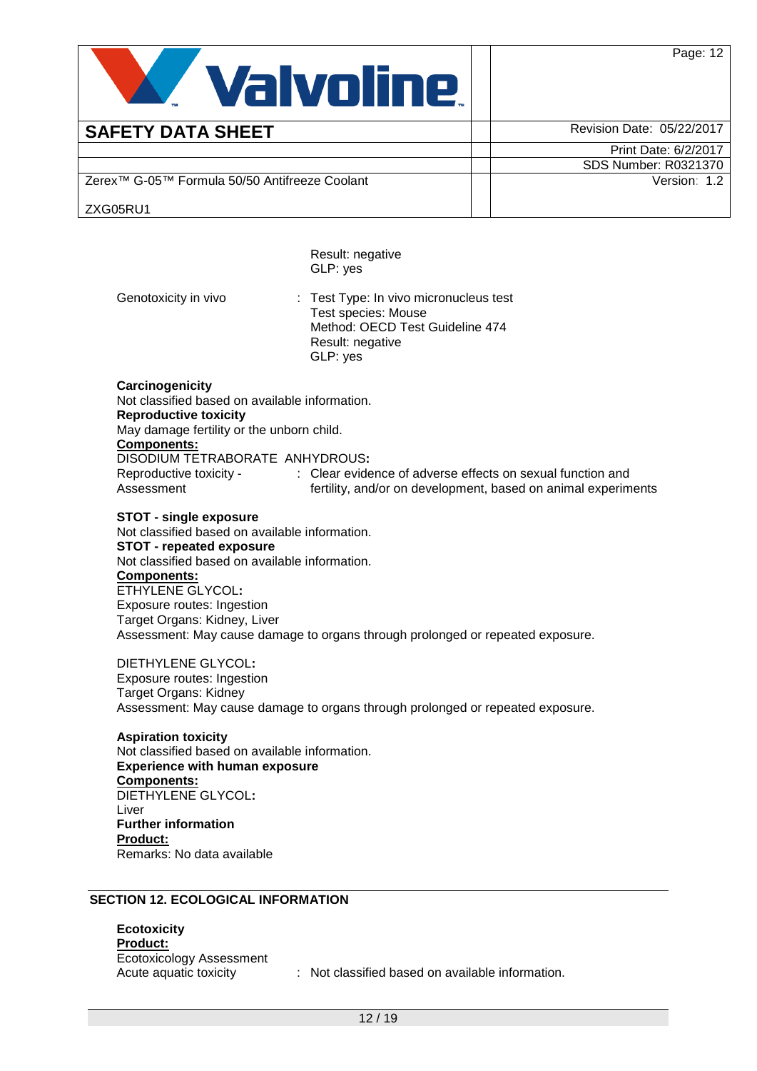Result: negative
GLP: yes

Genotoxicity in vivo : Test Type: In vivo micronucleus test
Test species: Mouse
Method: OECD Test Guideline 474
Result: negative
GLP: yes

**Carcinogenicity**
Not classified based on available information.

**Reproductive toxicity**
May damage fertility or the unborn child.

**Components:**

DISODIUM TETRABORATE ANHYDROUS**:**

Reproductive toxicity - Assessment : Clear evidence of adverse effects on sexual function and fertility, and/or on development, based on animal experiments

**STOT - single exposure**
Not classified based on available information.

**STOT - repeated exposure**
Not classified based on available information.

**Components:**

ETHYLENE GLYCOL**:**
Exposure routes: Ingestion
Target Organs: Kidney, Liver
Assessment: May cause damage to organs through prolonged or repeated exposure.

DIETHYLENE GLYCOL**:**
Exposure routes: Ingestion
Target Organs: Kidney
Assessment: May cause damage to organs through prolonged or repeated exposure.

**Aspiration toxicity**
Not classified based on available information.

**Experience with human exposure**

**Components:**

DIETHYLENE GLYCOL**:**
Liver

**Further information**

**Product:**
Remarks: No data available

## SECTION 12. ECOLOGICAL INFORMATION

**Ecotoxicity**

**Product:**
Ecotoxicology Assessment
Acute aquatic toxicity : Not classified based on available information.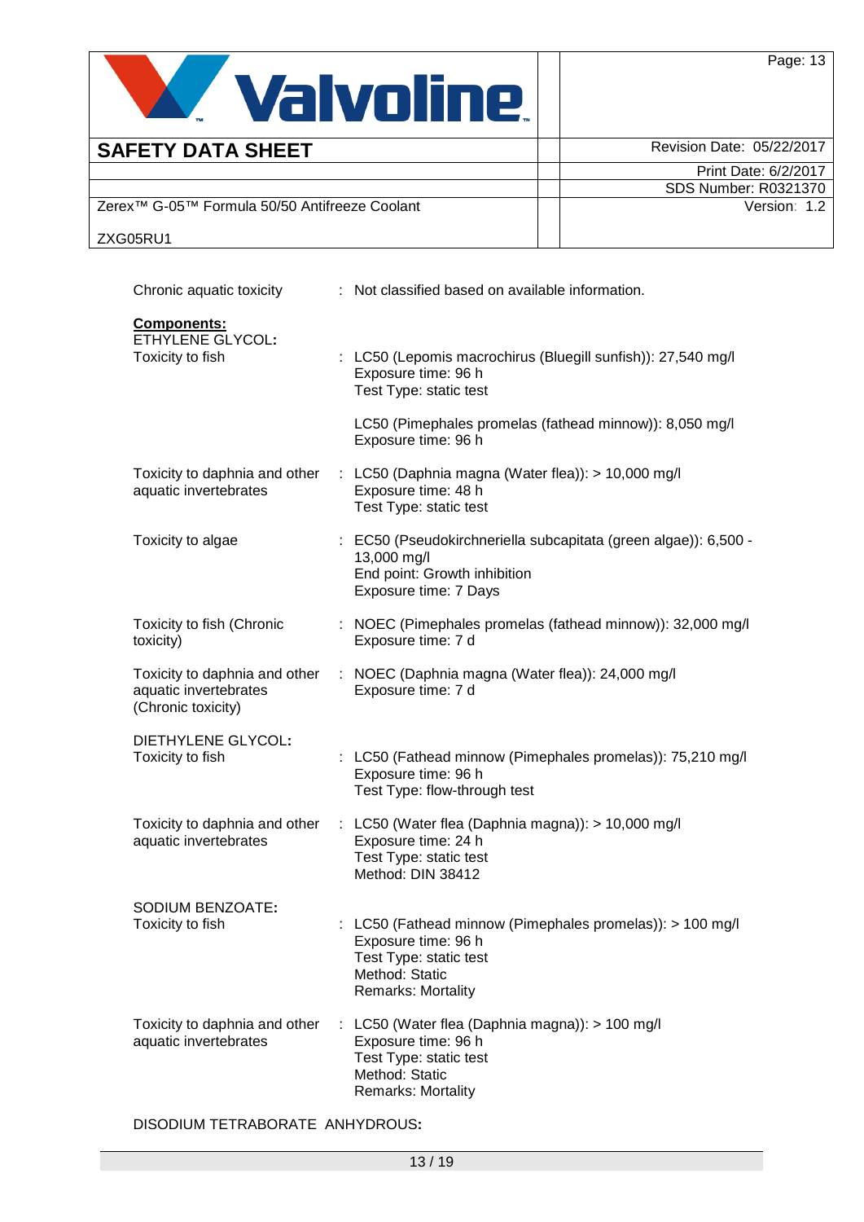Chronic aquatic toxicity : Not classified based on available information.

**Components:**

ETHYLENE GLYCOL**:**

| | |
|---|---|
| Toxicity to fish | : LC50 (Lepomis macrochirus (Bluegill sunfish)): 27,540 mg/l<br>Exposure time: 96 h<br>Test Type: static test<br><br>LC50 (Pimephales promelas (fathead minnow)): 8,050 mg/l<br>Exposure time: 96 h |
| Toxicity to daphnia and other aquatic invertebrates | : LC50 (Daphnia magna (Water flea)): > 10,000 mg/l<br>Exposure time: 48 h<br>Test Type: static test |
| Toxicity to algae | : EC50 (Pseudokirchneriella subcapitata (green algae)): 6,500 - 13,000 mg/l<br>End point: Growth inhibition<br>Exposure time: 7 Days |
| Toxicity to fish (Chronic toxicity) | : NOEC (Pimephales promelas (fathead minnow)): 32,000 mg/l<br>Exposure time: 7 d |
| Toxicity to daphnia and other aquatic invertebrates (Chronic toxicity) | : NOEC (Daphnia magna (Water flea)): 24,000 mg/l<br>Exposure time: 7 d |

DIETHYLENE GLYCOL**:**

| | |
|---|---|
| Toxicity to fish | : LC50 (Fathead minnow (Pimephales promelas)): 75,210 mg/l<br>Exposure time: 96 h<br>Test Type: flow-through test |
| Toxicity to daphnia and other aquatic invertebrates | : LC50 (Water flea (Daphnia magna)): > 10,000 mg/l<br>Exposure time: 24 h<br>Test Type: static test<br>Method: DIN 38412 |

SODIUM BENZOATE**:**

| | |
|---|---|
| Toxicity to fish | : LC50 (Fathead minnow (Pimephales promelas)): > 100 mg/l<br>Exposure time: 96 h<br>Test Type: static test<br>Method: Static<br>Remarks: Mortality |
| Toxicity to daphnia and other aquatic invertebrates | : LC50 (Water flea (Daphnia magna)): > 100 mg/l<br>Exposure time: 96 h<br>Test Type: static test<br>Method: Static<br>Remarks: Mortality |

DISODIUM TETRABORATE ANHYDROUS**:**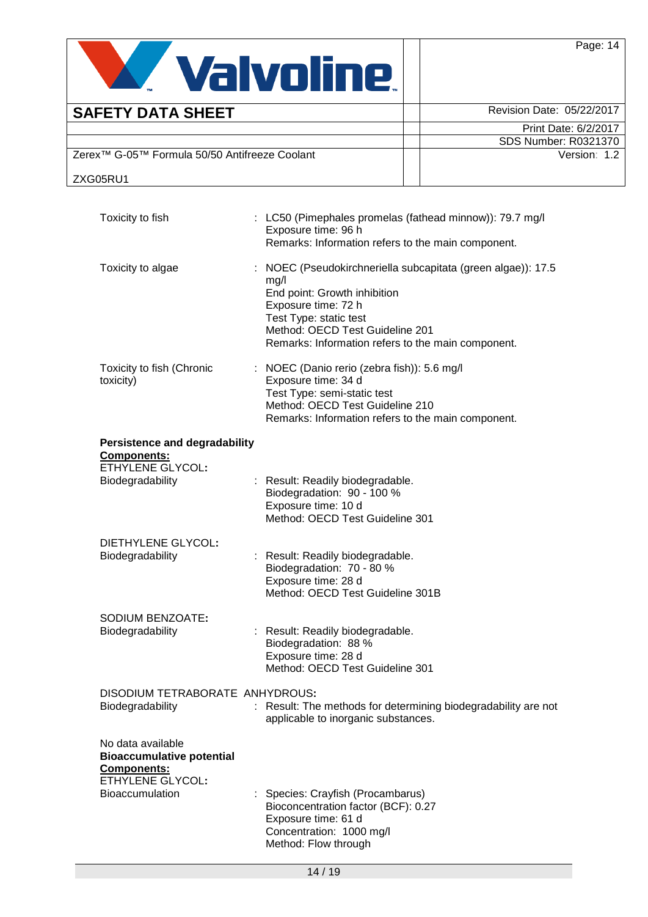| | |
|---|---|
| Toxicity to fish | : LC50 (Pimephales promelas (fathead minnow)): 79.7 mg/l<br>Exposure time: 96 h<br>Remarks: Information refers to the main component. |
| Toxicity to algae | : NOEC (Pseudokirchneriella subcapitata (green algae)): 17.5 mg/l<br>End point: Growth inhibition<br>Exposure time: 72 h<br>Test Type: static test<br>Method: OECD Test Guideline 201<br>Remarks: Information refers to the main component. |
| Toxicity to fish (Chronic toxicity) | : NOEC (Danio rerio (zebra fish)): 5.6 mg/l<br>Exposure time: 34 d<br>Test Type: semi-static test<br>Method: OECD Test Guideline 210<br>Remarks: Information refers to the main component. |

**Persistence and degradability**

**Components:**

ETHYLENE GLYCOL**:**

| | |
|---|---|
| Biodegradability | : Result: Readily biodegradable.<br>Biodegradation: 90 - 100 %<br>Exposure time: 10 d<br>Method: OECD Test Guideline 301 |

DIETHYLENE GLYCOL**:**

| | |
|---|---|
| Biodegradability | : Result: Readily biodegradable.<br>Biodegradation: 70 - 80 %<br>Exposure time: 28 d<br>Method: OECD Test Guideline 301B |

SODIUM BENZOATE**:**

| | |
|---|---|
| Biodegradability | : Result: Readily biodegradable.<br>Biodegradation: 88 %<br>Exposure time: 28 d<br>Method: OECD Test Guideline 301 |

DISODIUM TETRABORATE ANHYDROUS**:**

| | |
|---|---|
| Biodegradability | : Result: The methods for determining biodegradability are not applicable to inorganic substances. |

No data available

**Bioaccumulative potential**

**Components:**

ETHYLENE GLYCOL**:**

| | |
|---|---|
| Bioaccumulation | : Species: Crayfish (Procambarus)<br>Bioconcentration factor (BCF): 0.27<br>Exposure time: 61 d<br>Concentration: 1000 mg/l<br>Method: Flow through |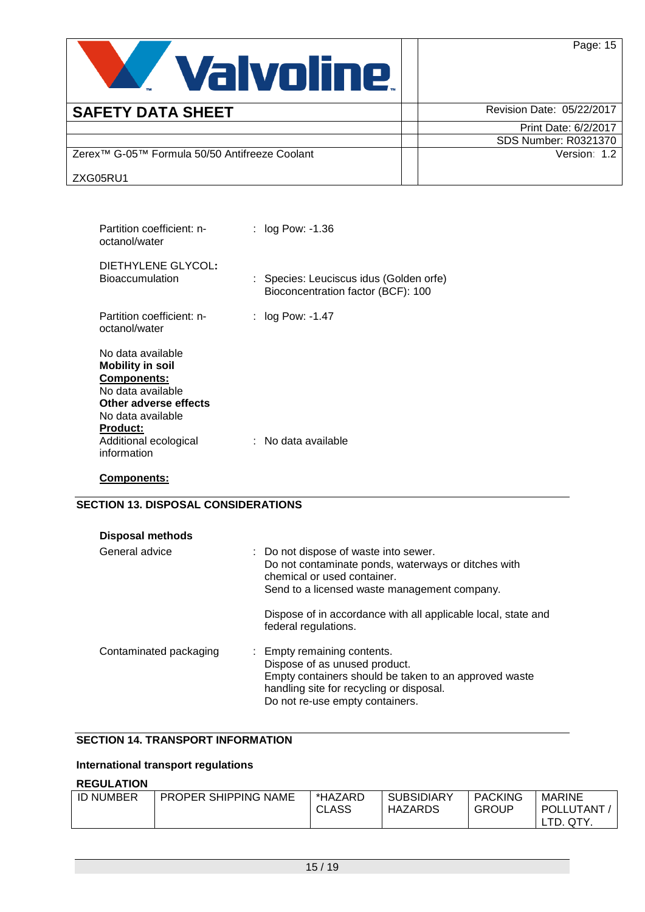Partition coefficient: n-octanol/water : log Pow: -1.36

DIETHYLENE GLYCOL:

Bioaccumulation : Species: Leuciscus idus (Golden orfe)
Bioconcentration factor (BCF): 100

Partition coefficient: n-octanol/water : log Pow: -1.47

No data available

**Mobility in soil**

**Components:**

No data available

**Other adverse effects**

No data available

**Product:**

Additional ecological information : No data available

**Components:**

## SECTION 13. DISPOSAL CONSIDERATIONS

**Disposal methods**

General advice : Do not dispose of waste into sewer.
Do not contaminate ponds, waterways or ditches with chemical or used container.
Send to a licensed waste management company.

Dispose of in accordance with all applicable local, state and federal regulations.

Contaminated packaging : Empty remaining contents.
Dispose of as unused product.
Empty containers should be taken to an approved waste handling site for recycling or disposal.
Do not re-use empty containers.

## SECTION 14. TRANSPORT INFORMATION

**International transport regulations**

**REGULATION**

| ID NUMBER | PROPER SHIPPING NAME | *HAZARD CLASS | SUBSIDIARY HAZARDS | PACKING GROUP | MARINE POLLUTANT / LTD. QTY. |
|---|---|---|---|---|---|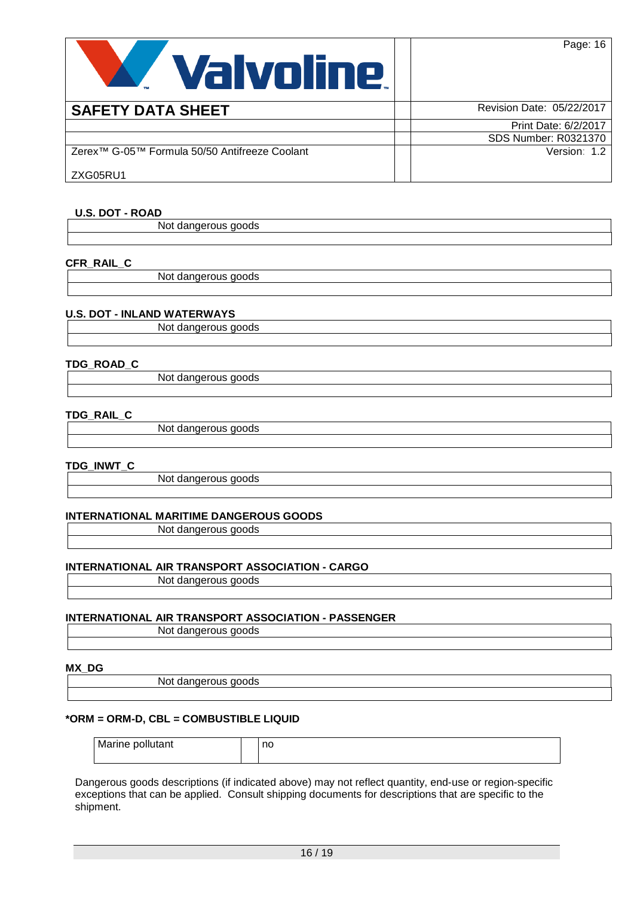**U.S. DOT - ROAD**

Not dangerous goods

**CFR_RAIL_C**

Not dangerous goods

**U.S. DOT - INLAND WATERWAYS**

Not dangerous goods

**TDG_ROAD_C**

Not dangerous goods

**TDG_RAIL_C**

Not dangerous goods

**TDG_INWT_C**

Not dangerous goods

**INTERNATIONAL MARITIME DANGEROUS GOODS**

Not dangerous goods

**INTERNATIONAL AIR TRANSPORT ASSOCIATION - CARGO**

Not dangerous goods

**INTERNATIONAL AIR TRANSPORT ASSOCIATION - PASSENGER**

Not dangerous goods

**MX_DG**

Not dangerous goods

***ORM = ORM-D, CBL = COMBUSTIBLE LIQUID**

| Marine pollutant | | no |
|---|---|---|

Dangerous goods descriptions (if indicated above) may not reflect quantity, end-use or region-specific exceptions that can be applied. Consult shipping documents for descriptions that are specific to the shipment.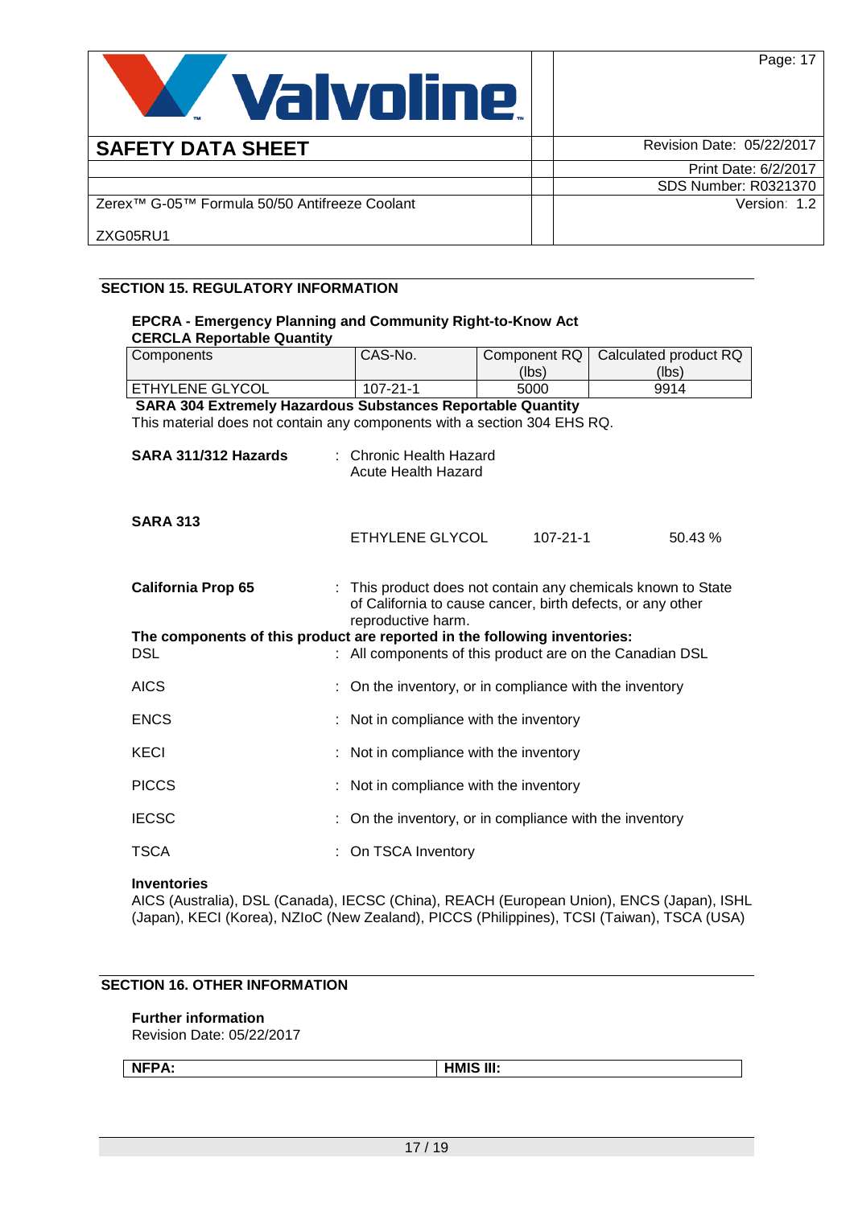## SECTION 15. REGULATORY INFORMATION

### EPCRA - Emergency Planning and Community Right-to-Know Act

**CERCLA Reportable Quantity**

| Components | CAS-No. | Component RQ (lbs) | Calculated product RQ (lbs) |
|---|---|---|---|
| ETHYLENE GLYCOL | 107-21-1 | 5000 | 9914 |

**SARA 304 Extremely Hazardous Substances Reportable Quantity**

This material does not contain any components with a section 304 EHS RQ.

**SARA 311/312 Hazards** : Chronic Health Hazard
Acute Health Hazard

**SARA 313**

| | | |
|---|---|---|
| ETHYLENE GLYCOL | 107-21-1 | 50.43 % |

**California Prop 65** : This product does not contain any chemicals known to State of California to cause cancer, birth defects, or any other reproductive harm.

**The components of this product are reported in the following inventories:**

DSL : All components of this product are on the Canadian DSL

AICS : On the inventory, or in compliance with the inventory

ENCS : Not in compliance with the inventory

KECI : Not in compliance with the inventory

PICCS : Not in compliance with the inventory

IECSC : On the inventory, or in compliance with the inventory

TSCA : On TSCA Inventory

**Inventories**

AICS (Australia), DSL (Canada), IECSC (China), REACH (European Union), ENCS (Japan), ISHL (Japan), KECI (Korea), NZIoC (New Zealand), PICCS (Philippines), TCSI (Taiwan), TSCA (USA)

## SECTION 16. OTHER INFORMATION

**Further information**

Revision Date: 05/22/2017

| NFPA: | HMIS III: |
|---|---|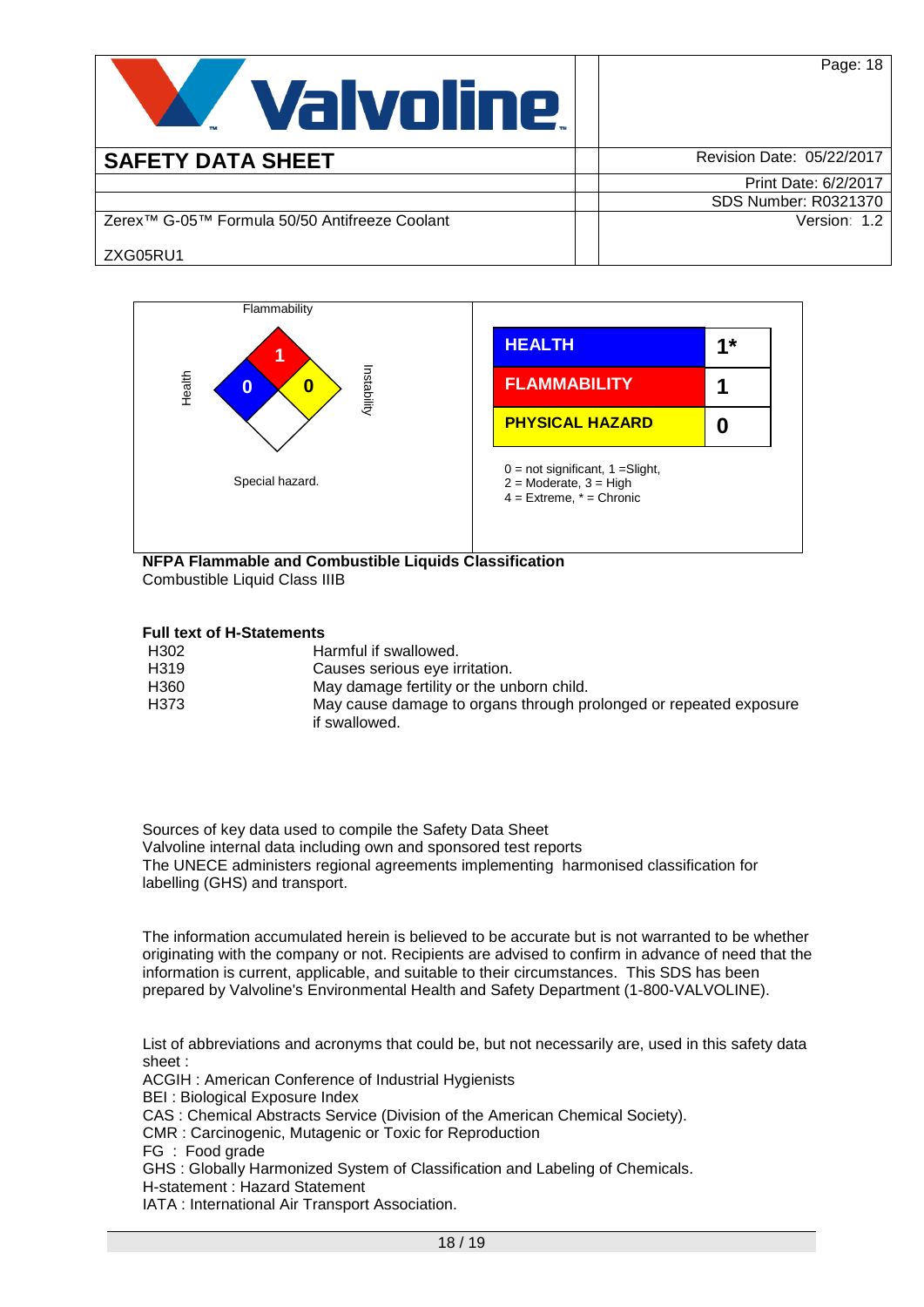| SAFETY DATA SHEET | Revision Date: 05/22/2017 |
|---|---|
| | Print Date: 6/2/2017 |
| | SDS Number: R0321370 |
| Zerex™ G-05™ Formula 50/50 Antifreeze Coolant | Version: 1.2 |
| ZXG05RU1 | |

Flammability

Health 0 — Flammability 1 — Instability 0

Special hazard.

| HEALTH | 1* |
|---|---|
| FLAMMABILITY | 1 |
| PHYSICAL HAZARD | 0 |

0 = not significant, 1 =Slight,
2 = Moderate, 3 = High
4 = Extreme, * = Chronic

**NFPA Flammable and Combustible Liquids Classification**
Combustible Liquid Class IIIB

**Full text of H-Statements**

| | |
|---|---|
| H302 | Harmful if swallowed. |
| H319 | Causes serious eye irritation. |
| H360 | May damage fertility or the unborn child. |
| H373 | May cause damage to organs through prolonged or repeated exposure if swallowed. |

Sources of key data used to compile the Safety Data Sheet
Valvoline internal data including own and sponsored test reports
The UNECE administers regional agreements implementing harmonised classification for labelling (GHS) and transport.

The information accumulated herein is believed to be accurate but is not warranted to be whether originating with the company or not. Recipients are advised to confirm in advance of need that the information is current, applicable, and suitable to their circumstances. This SDS has been prepared by Valvoline's Environmental Health and Safety Department (1-800-VALVOLINE).

List of abbreviations and acronyms that could be, but not necessarily are, used in this safety data sheet :
ACGIH : American Conference of Industrial Hygienists
BEI : Biological Exposure Index
CAS : Chemical Abstracts Service (Division of the American Chemical Society).
CMR : Carcinogenic, Mutagenic or Toxic for Reproduction
FG : Food grade
GHS : Globally Harmonized System of Classification and Labeling of Chemicals.
H-statement : Hazard Statement
IATA : International Air Transport Association.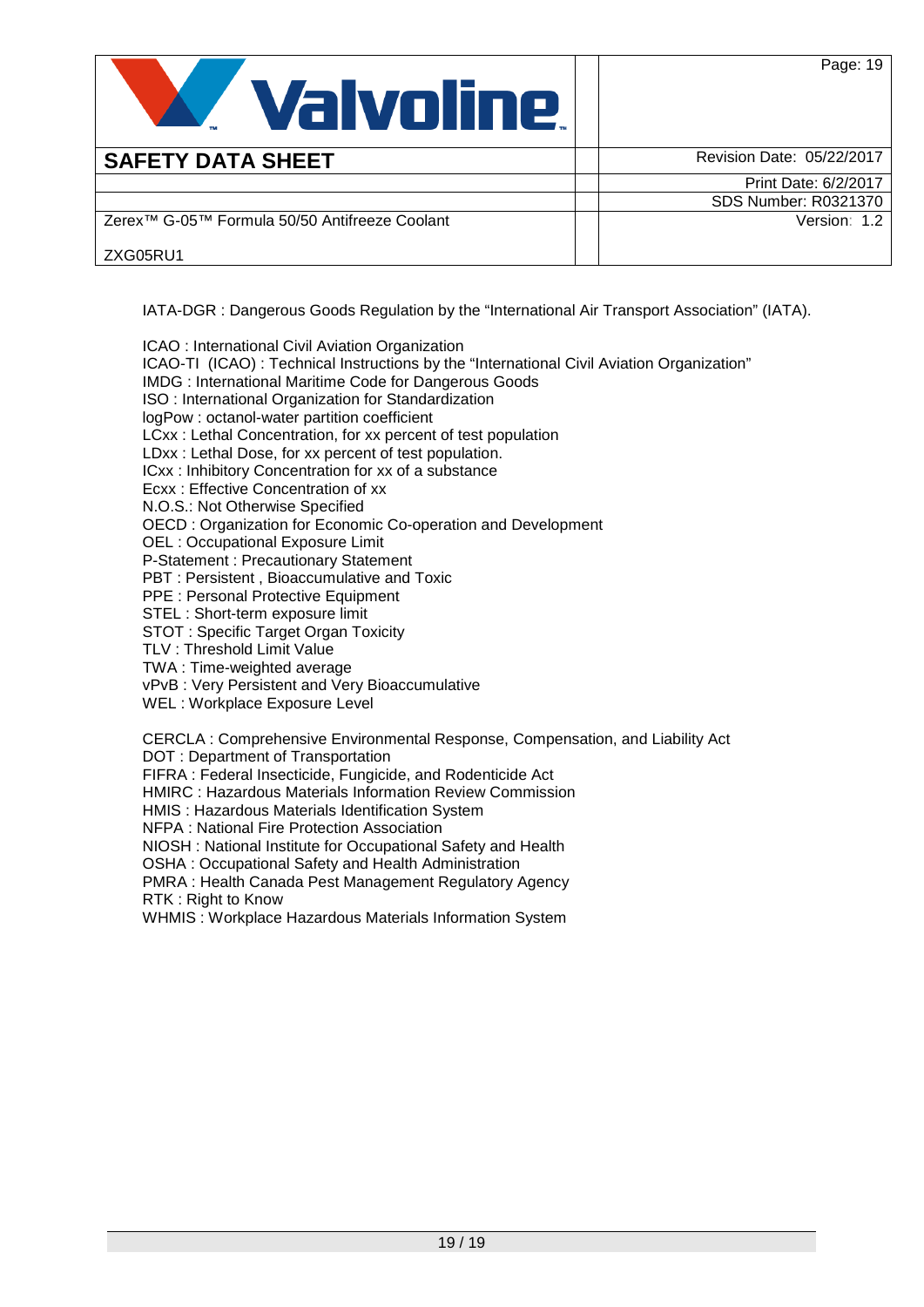IATA-DGR : Dangerous Goods Regulation by the “International Air Transport Association” (IATA).

ICAO : International Civil Aviation Organization
ICAO-TI (ICAO) : Technical Instructions by the “International Civil Aviation Organization”
IMDG : International Maritime Code for Dangerous Goods
ISO : International Organization for Standardization
logPow : octanol-water partition coefficient
LCxx : Lethal Concentration, for xx percent of test population
LDxx : Lethal Dose, for xx percent of test population.
ICxx : Inhibitory Concentration for xx of a substance
Ecxx : Effective Concentration of xx
N.O.S.: Not Otherwise Specified
OECD : Organization for Economic Co-operation and Development
OEL : Occupational Exposure Limit
P-Statement : Precautionary Statement
PBT : Persistent , Bioaccumulative and Toxic
PPE : Personal Protective Equipment
STEL : Short-term exposure limit
STOT : Specific Target Organ Toxicity
TLV : Threshold Limit Value
TWA : Time-weighted average
vPvB : Very Persistent and Very Bioaccumulative
WEL : Workplace Exposure Level

CERCLA : Comprehensive Environmental Response, Compensation, and Liability Act
DOT : Department of Transportation
FIFRA : Federal Insecticide, Fungicide, and Rodenticide Act
HMIRC : Hazardous Materials Information Review Commission
HMIS : Hazardous Materials Identification System
NFPA : National Fire Protection Association
NIOSH : National Institute for Occupational Safety and Health
OSHA : Occupational Safety and Health Administration
PMRA : Health Canada Pest Management Regulatory Agency
RTK : Right to Know
WHMIS : Workplace Hazardous Materials Information System